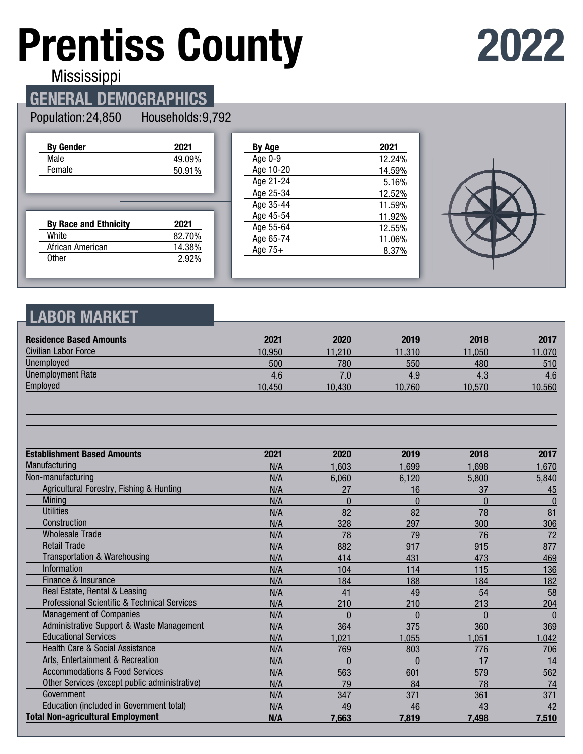# Prentiss County

Mississippi

# 2022

## GENERAL DEMOGRAPHICS

Population: 24,850 Households: 9,792

| By Gender | 2021 |
|---|---|
| Male | 49.09% |
| Female | 50.91% |

| By Race and Ethnicity | 2021 |
|---|---|
| White | 82.70% |
| African American | 14.38% |
| Other | 2.92% |

| By Age | 2021 |
|---|---|
| Age 0-9 | 12.24% |
| Age 10-20 | 14.59% |
| Age 21-24 | 5.16% |
| Age 25-34 | 12.52% |
| Age 35-44 | 11.59% |
| Age 45-54 | 11.92% |
| Age 55-64 | 12.55% |
| Age 65-74 | 11.06% |
| Age 75+ | 8.37% |

## LABOR MARKET

| Residence Based Amounts | 2021 | 2020 | 2019 | 2018 | 2017 |
|---|---|---|---|---|---|
| Civilian Labor Force | 10,950 | 11,210 | 11,310 | 11,050 | 11,070 |
| Unemployed | 500 | 780 | 550 | 480 | 510 |
| Unemployment Rate | 4.6 | 7.0 | 4.9 | 4.3 | 4.6 |
| Employed | 10,450 | 10,430 | 10,760 | 10,570 | 10,560 |

| Establishment Based Amounts | 2021 | 2020 | 2019 | 2018 | 2017 |
|---|---|---|---|---|---|
| Manufacturing | N/A | 1,603 | 1,699 | 1,698 | 1,670 |
| Non-manufacturing | N/A | 6,060 | 6,120 | 5,800 | 5,840 |
| Agricultural Forestry, Fishing & Hunting | N/A | 27 | 16 | 37 | 45 |
| Mining | N/A | 0 | 0 | 0 | 0 |
| Utilities | N/A | 82 | 82 | 78 | 81 |
| Construction | N/A | 328 | 297 | 300 | 306 |
| Wholesale Trade | N/A | 78 | 79 | 76 | 72 |
| Retail Trade | N/A | 882 | 917 | 915 | 877 |
| Transportation & Warehousing | N/A | 414 | 431 | 473 | 469 |
| Information | N/A | 104 | 114 | 115 | 136 |
| Finance & Insurance | N/A | 184 | 188 | 184 | 182 |
| Real Estate, Rental & Leasing | N/A | 41 | 49 | 54 | 58 |
| Professional Scientific & Technical Services | N/A | 210 | 210 | 213 | 204 |
| Management of Companies | N/A | 0 | 0 | 0 | 0 |
| Administrative Support & Waste Management | N/A | 364 | 375 | 360 | 369 |
| Educational Services | N/A | 1,021 | 1,055 | 1,051 | 1,042 |
| Health Care & Social Assistance | N/A | 769 | 803 | 776 | 706 |
| Arts, Entertainment & Recreation | N/A | 0 | 0 | 17 | 14 |
| Accommodations & Food Services | N/A | 563 | 601 | 579 | 562 |
| Other Services (except public administrative) | N/A | 79 | 84 | 78 | 74 |
| Government | N/A | 347 | 371 | 361 | 371 |
| Education (included in Government total) | N/A | 49 | 46 | 43 | 42 |
| **Total Non-agricultural Employment** | **N/A** | **7,663** | **7,819** | **7,498** | **7,510** |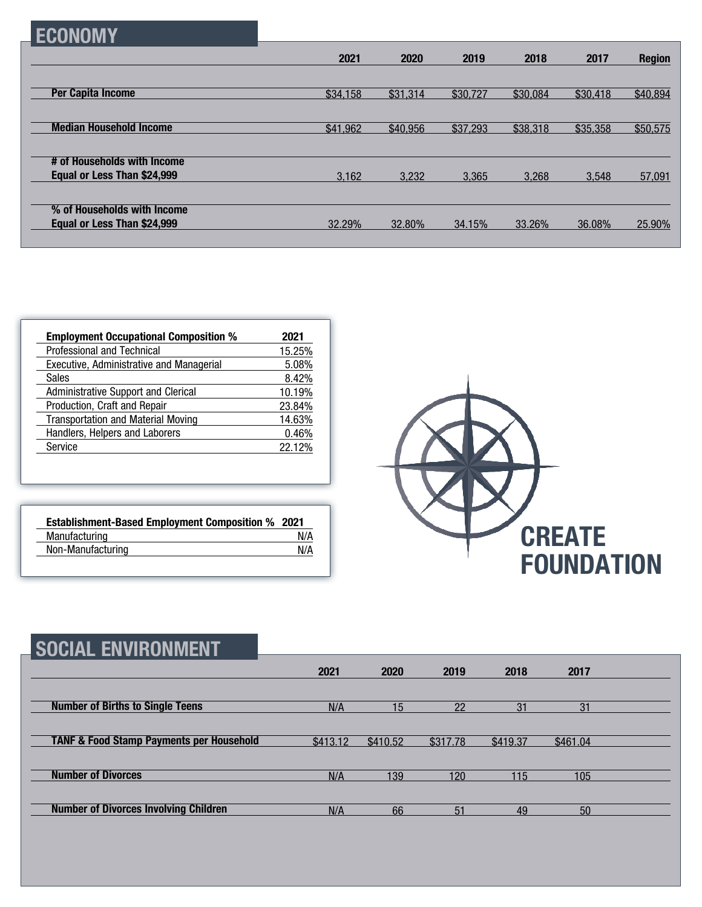## ECONOMY

| | 2021 | 2020 | 2019 | 2018 | 2017 | Region |
|---|---|---|---|---|---|---|
| **Per Capita Income** | $34,158 | $31,314 | $30,727 | $30,084 | $30,418 | $40,894 |
| **Median Household Income** | $41,962 | $40,956 | $37,293 | $38,318 | $35,358 | $50,575 |
| **# of Households with Income Equal or Less Than $24,999** | 3,162 | 3,232 | 3,365 | 3,268 | 3,548 | 57,091 |
| **% of Households with Income Equal or Less Than $24,999** | 32.29% | 32.80% | 34.15% | 33.26% | 36.08% | 25.90% |

| Employment Occupational Composition % | 2021 |
|---|---|
| Professional and Technical | 15.25% |
| Executive, Administrative and Managerial | 5.08% |
| Sales | 8.42% |
| Administrative Support and Clerical | 10.19% |
| Production, Craft and Repair | 23.84% |
| Transportation and Material Moving | 14.63% |
| Handlers, Helpers and Laborers | 0.46% |
| Service | 22.12% |

| Establishment-Based Employment Composition % | 2021 |
|---|---|
| Manufacturing | N/A |
| Non-Manufacturing | N/A |

**CREATE FOUNDATION**

## SOCIAL ENVIRONMENT

| | 2021 | 2020 | 2019 | 2018 | 2017 |
|---|---|---|---|---|---|
| **Number of Births to Single Teens** | N/A | 15 | 22 | 31 | 31 |
| **TANF & Food Stamp Payments per Household** | $413.12 | $410.52 | $317.78 | $419.37 | $461.04 |
| **Number of Divorces** | N/A | 139 | 120 | 115 | 105 |
| **Number of Divorces Involving Children** | N/A | 66 | 51 | 49 | 50 |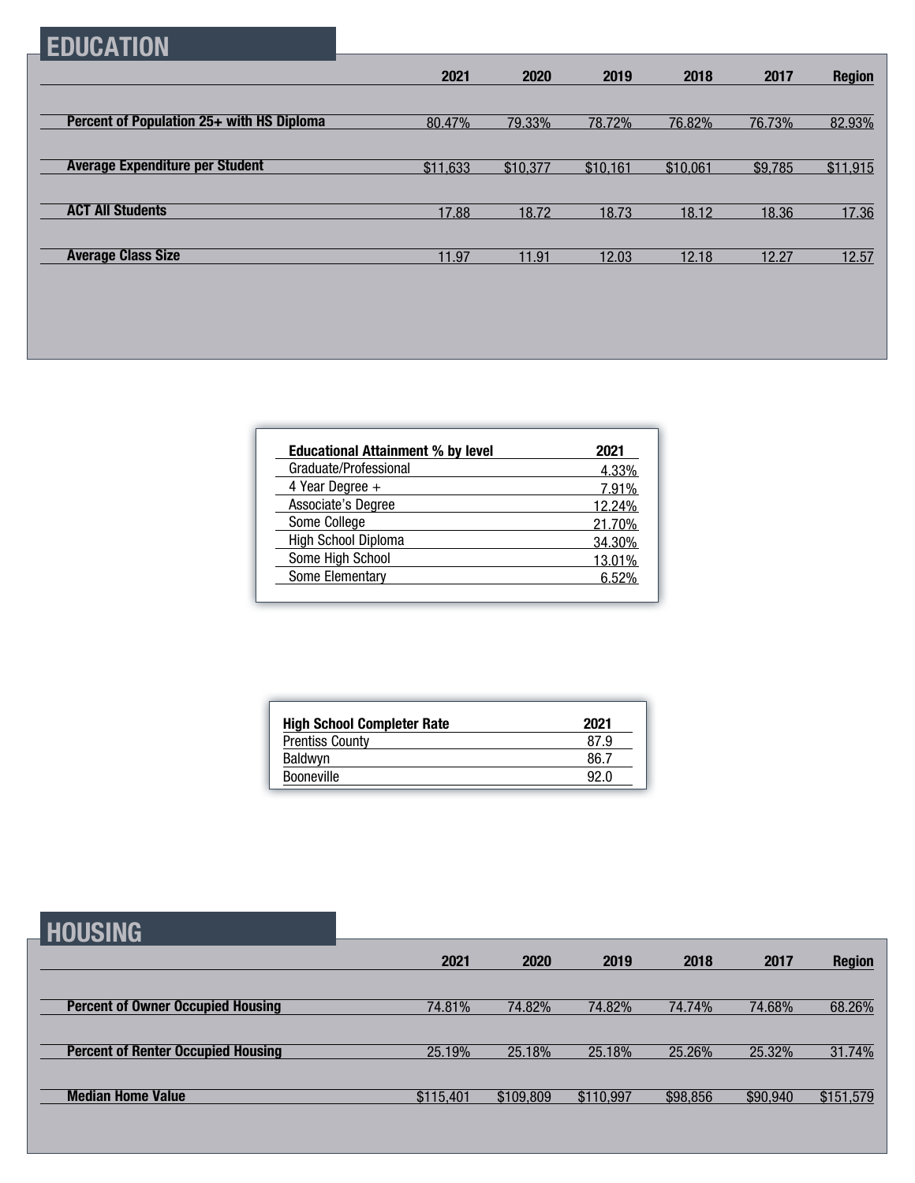## EDUCATION

| | 2021 | 2020 | 2019 | 2018 | 2017 | Region |
|---|---|---|---|---|---|---|
| **Percent of Population 25+ with HS Diploma** | 80.47% | 79.33% | 78.72% | 76.82% | 76.73% | 82.93% |
| **Average Expenditure per Student** | $11,633 | $10,377 | $10,161 | $10,061 | $9,785 | $11,915 |
| **ACT All Students** | 17.88 | 18.72 | 18.73 | 18.12 | 18.36 | 17.36 |
| **Average Class Size** | 11.97 | 11.91 | 12.03 | 12.18 | 12.27 | 12.57 |

| Educational Attainment % by level | 2021 |
|---|---|
| Graduate/Professional | 4.33% |
| 4 Year Degree + | 7.91% |
| Associate's Degree | 12.24% |
| Some College | 21.70% |
| High School Diploma | 34.30% |
| Some High School | 13.01% |
| Some Elementary | 6.52% |

| High School Completer Rate | 2021 |
|---|---|
| Prentiss County | 87.9 |
| Baldwyn | 86.7 |
| Booneville | 92.0 |

## HOUSING

| | 2021 | 2020 | 2019 | 2018 | 2017 | Region |
|---|---|---|---|---|---|---|
| **Percent of Owner Occupied Housing** | 74.81% | 74.82% | 74.82% | 74.74% | 74.68% | 68.26% |
| **Percent of Renter Occupied Housing** | 25.19% | 25.18% | 25.18% | 25.26% | 25.32% | 31.74% |
| **Median Home Value** | $115,401 | $109,809 | $110,997 | $98,856 | $90,940 | $151,579 |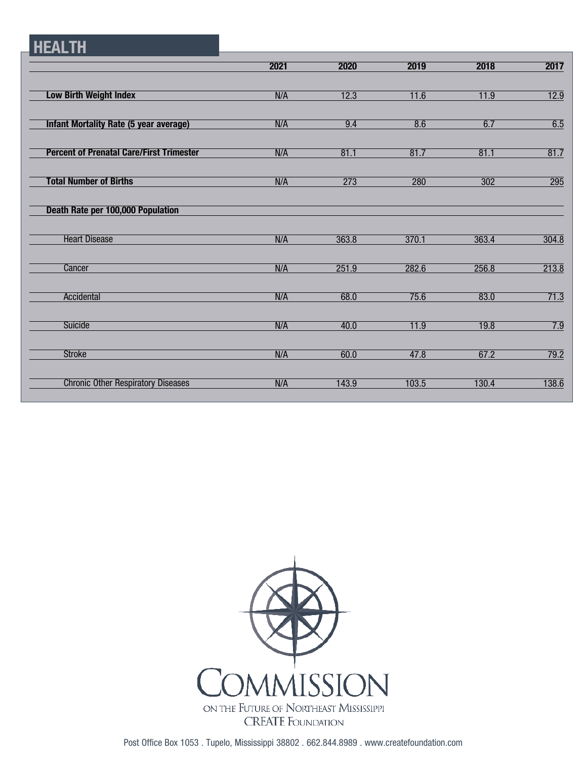## HEALTH

| | 2021 | 2020 | 2019 | 2018 | 2017 |
|---|---|---|---|---|---|
| **Low Birth Weight Index** | N/A | 12.3 | 11.6 | 11.9 | 12.9 |
| **Infant Mortality Rate (5 year average)** | N/A | 9.4 | 8.6 | 6.7 | 6.5 |
| **Percent of Prenatal Care/First Trimester** | N/A | 81.1 | 81.7 | 81.1 | 81.7 |
| **Total Number of Births** | N/A | 273 | 280 | 302 | 295 |
| **Death Rate per 100,000 Population** | | | | | |
| Heart Disease | N/A | 363.8 | 370.1 | 363.4 | 304.8 |
| Cancer | N/A | 251.9 | 282.6 | 256.8 | 213.8 |
| Accidental | N/A | 68.0 | 75.6 | 83.0 | 71.3 |
| Suicide | N/A | 40.0 | 11.9 | 19.8 | 7.9 |
| Stroke | N/A | 60.0 | 47.8 | 67.2 | 79.2 |
| Chronic Other Respiratory Diseases | N/A | 143.9 | 103.5 | 130.4 | 138.6 |

COMMISSION
ON THE FUTURE OF NORTHEAST MISSISSIPPI
CREATE FOUNDATION

Post Office Box 1053 . Tupelo, Mississippi 38802 . 662.844.8989 . www.createfoundation.com